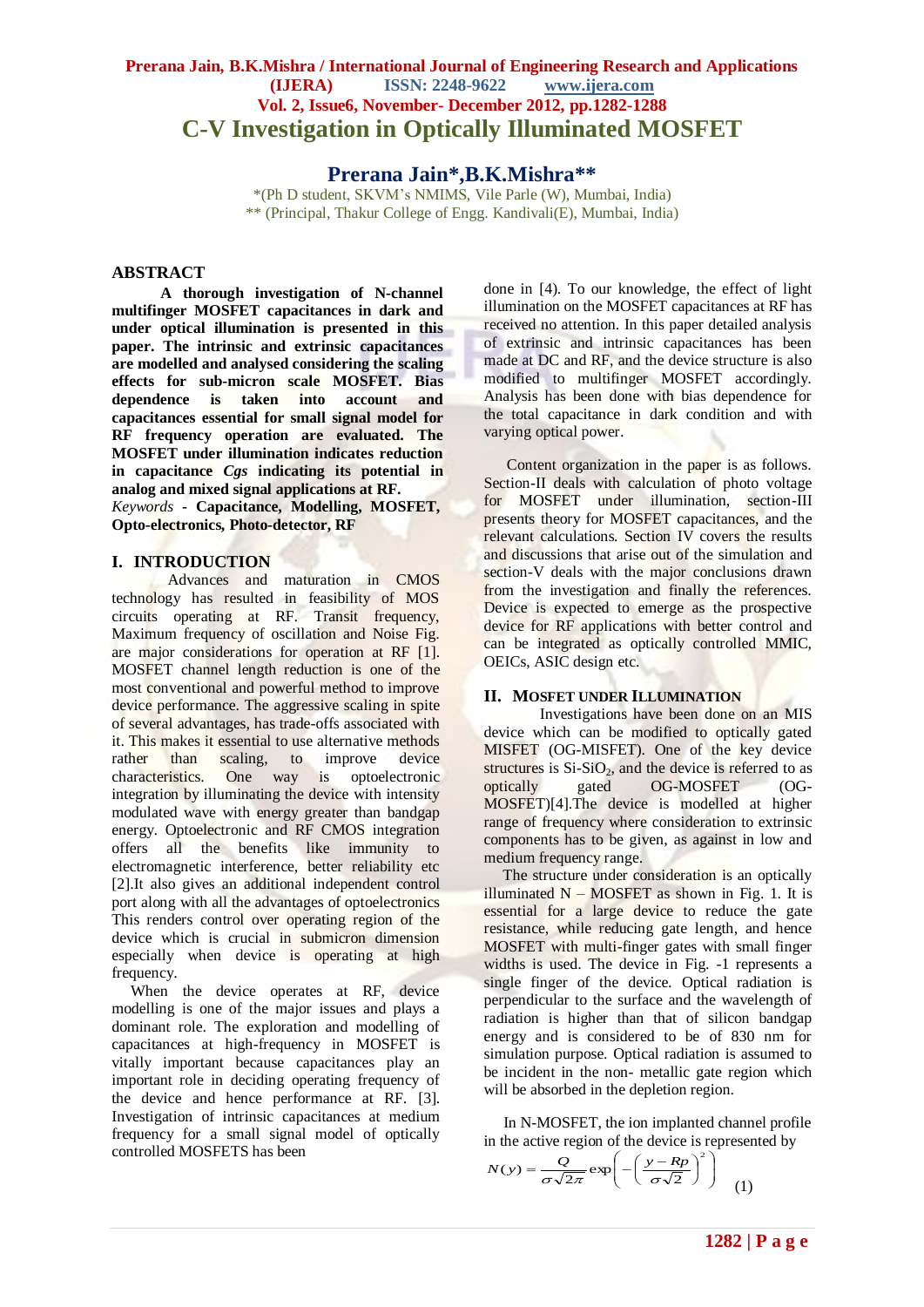# C-V Investigation in Optically Illuminated MOSFET

## Prerana Jain*, B.K.Mishra**

*(Ph D student, SKVM's NMIMS, Vile Parle (W), Mumbai, India)
** (Principal, Thakur College of Engg. Kandivali(E), Mumbai, India)

## ABSTRACT

**A thorough investigation of N-channel multifinger MOSFET capacitances in dark and under optical illumination is presented in this paper. The intrinsic and extrinsic capacitances are modelled and analysed considering the scaling effects for sub-micron scale MOSFET. Bias dependence is taken into account and capacitances essential for small signal model for RF frequency operation are evaluated. The MOSFET under illumination indicates reduction in capacitance *Cgs* indicating its potential in analog and mixed signal applications at RF.**

*Keywords* - **Capacitance, Modelling, MOSFET, Opto-electronics, Photo-detector, RF**

## I. INTRODUCTION

Advances and maturation in CMOS technology has resulted in feasibility of MOS circuits operating at RF. Transit frequency, Maximum frequency of oscillation and Noise Fig. are major considerations for operation at RF [1]. MOSFET channel length reduction is one of the most conventional and powerful method to improve device performance. The aggressive scaling in spite of several advantages, has trade-offs associated with it. This makes it essential to use alternative methods rather than scaling, to improve device characteristics. One way is optoelectronic integration by illuminating the device with intensity modulated wave with energy greater than bandgap energy. Optoelectronic and RF CMOS integration offers all the benefits like immunity to electromagnetic interference, better reliability etc [2].It also gives an additional independent control port along with all the advantages of optoelectronics This renders control over operating region of the device which is crucial in submicron dimension especially when device is operating at high frequency.

When the device operates at RF, device modelling is one of the major issues and plays a dominant role. The exploration and modelling of capacitances at high-frequency in MOSFET is vitally important because capacitances play an important role in deciding operating frequency of the device and hence performance at RF. [3]. Investigation of intrinsic capacitances at medium frequency for a small signal model of optically controlled MOSFETS has been done in [4]. To our knowledge, the effect of light illumination on the MOSFET capacitances at RF has received no attention. In this paper detailed analysis of extrinsic and intrinsic capacitances has been made at DC and RF, and the device structure is also modified to multifinger MOSFET accordingly. Analysis has been done with bias dependence for the total capacitance in dark condition and with varying optical power.

Content organization in the paper is as follows. Section-II deals with calculation of photo voltage for MOSFET under illumination, section-III presents theory for MOSFET capacitances, and the relevant calculations. Section IV covers the results and discussions that arise out of the simulation and section-V deals with the major conclusions drawn from the investigation and finally the references. Device is expected to emerge as the prospective device for RF applications with better control and can be integrated as optically controlled MMIC, OEICs, ASIC design etc.

## II. MOSFET UNDER ILLUMINATION

Investigations have been done on an MIS device which can be modified to optically gated MISFET (OG-MISFET). One of the key device structures is Si-$SiO_2$, and the device is referred to as optically gated OG-MOSFET (OG-MOSFET)[4].The device is modelled at higher range of frequency where consideration to extrinsic components has to be given, as against in low and medium frequency range.

The structure under consideration is an optically illuminated N – MOSFET as shown in Fig. 1. It is essential for a large device to reduce the gate resistance, while reducing gate length, and hence MOSFET with multi-finger gates with small finger widths is used. The device in Fig. -1 represents a single finger of the device. Optical radiation is perpendicular to the surface and the wavelength of radiation is higher than that of silicon bandgap energy and is considered to be of 830 nm for simulation purpose. Optical radiation is assumed to be incident in the non- metallic gate region which will be absorbed in the depletion region.

In N-MOSFET, the ion implanted channel profile in the active region of the device is represented by

$$N(y) = \frac{Q}{\sigma\sqrt{2\pi}} \exp\left(-\left(\frac{y - Rp}{\sigma\sqrt{2}}\right)^2\right) \qquad (1)$$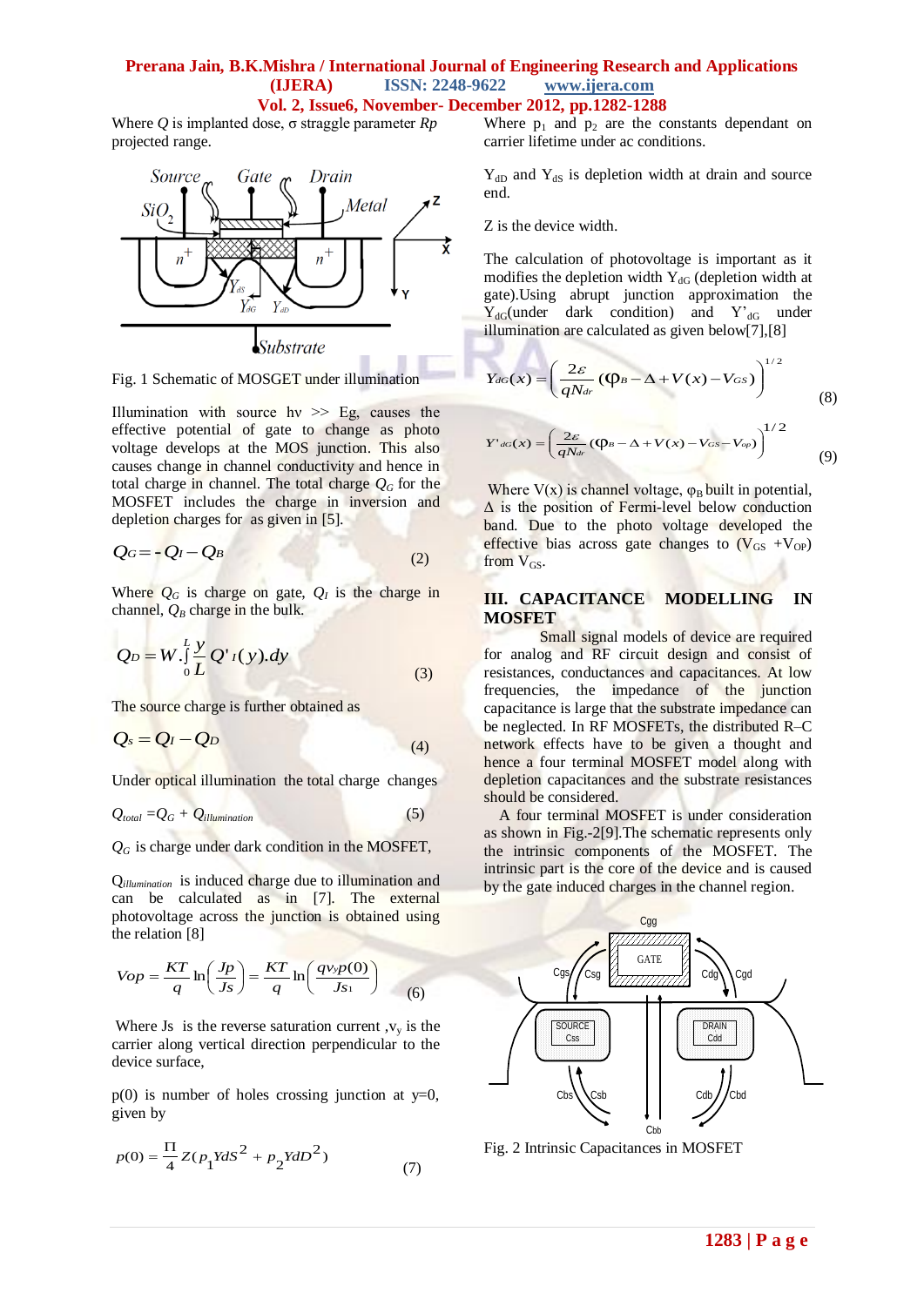Where $Q$ is implanted dose, σ straggle parameter $Rp$ projected range.

Source Gate Drain
$SiO_2$ Metal
$n^+$ $n^+$
$Y_{dS}$ $Y_{dG}$ $Y_{dD}$
Z X Y
Substrate

Fig. 1 Schematic of MOSGET under illumination

Illumination with source hν >> Eg, causes the effective potential of gate to change as photo voltage develops at the MOS junction. This also causes change in channel conductivity and hence in total charge in channel. The total charge $Q_G$ for the MOSFET includes the charge in inversion and depletion charges for as given in [5].

$$Q_G = -Q_I - Q_B \tag{2}$$

Where $Q_G$ is charge on gate, $Q_I$ is the charge in channel, $Q_B$ charge in the bulk.

$$Q_D = W.\int_0^L \frac{y}{L} Q'_I(y).dy \tag{3}$$

The source charge is further obtained as

$$Q_s = Q_I - Q_D \tag{4}$$

Under optical illumination the total charge changes

$$Q_{total} = Q_G + Q_{illumination} \tag{5}$$

$Q_G$ is charge under dark condition in the MOSFET,

$Q_{illumination}$ is induced charge due to illumination and can be calculated as in [7]. The external photovoltage across the junction is obtained using the relation [8]

$$Vop = \frac{KT}{q}\ln\left(\frac{Jp}{Js}\right) = \frac{KT}{q}\ln\left(\frac{qv_y p(0)}{Js_1}\right) \tag{6}$$

Where Js is the reverse saturation current ,$v_y$ is the carrier along vertical direction perpendicular to the device surface,

p(0) is number of holes crossing junction at y=0, given by

$$p(0) = \frac{\Pi}{4} Z(p_1 YdS^2 + p_2 YdD^2) \tag{7}$$

Where $p_1$ and $p_2$ are the constants dependant on carrier lifetime under ac conditions.

$Y_{dD}$ and $Y_{dS}$ is depletion width at drain and source end.

Z is the device width.

The calculation of photovoltage is important as it modifies the depletion width $Y_{dG}$ (depletion width at gate).Using abrupt junction approximation the $Y_{dG}$(under dark condition) and $Y'_{dG}$ under illumination are calculated as given below[7],[8]

$$Y_{dG}(x) = \left(\frac{2\varepsilon}{qN_{dr}}(\varphi_B - \Delta + V(x) - V_{GS})\right)^{1/2} \tag{8}$$

$$Y'_{dG}(x) = \left(\frac{2\varepsilon}{qN_{dr}}(\varphi_B - \Delta + V(x) - V_{GS} - V_{op})\right)^{1/2} \tag{9}$$

Where V(x) is channel voltage, $\varphi_B$ built in potential, Δ is the position of Fermi-level below conduction band. Due to the photo voltage developed the effective bias across gate changes to ($V_{GS}$ +$V_{OP}$) from $V_{GS}$.

## III. CAPACITANCE MODELLING IN MOSFET

Small signal models of device are required for analog and RF circuit design and consist of resistances, conductances and capacitances. At low frequencies, the impedance of the junction capacitance is large that the substrate impedance can be neglected. In RF MOSFETs, the distributed R–C network effects have to be given a thought and hence a four terminal MOSFET model along with depletion capacitances and the substrate resistances should be considered.

A four terminal MOSFET is under consideration as shown in Fig.-2[9].The schematic represents only the intrinsic components of the MOSFET. The intrinsic part is the core of the device and is caused by the gate induced charges in the channel region.

Cgg
GATE
Cgs Csg Cdg Cgd
SOURCE Css
DRAIN Cdd
Cbs Csb Cdb Cbd
Cbb

Fig. 2 Intrinsic Capacitances in MOSFET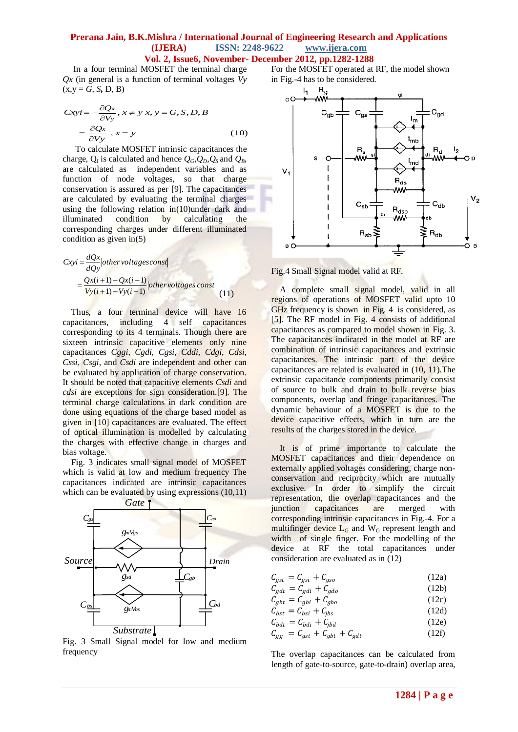In a four terminal MOSFET the terminal charge $Qx$ (in general is a function of terminal voltages $Vy$ (x,y = *G, S*, D, B)

$$Cxyi = -\frac{\partial Q_x}{\partial V_y}, x \neq y\ x, y = G, S, D, B$$
$$= \frac{\partial Q_x}{\partial Vy}\ , x = y \qquad (10)$$

To calculate MOSFET intrinsic capacitances the charge, $Q_I$ is calculated and hence $Q_G, Q_D, Q_S$ and $Q_B$, are calculated as independent variables and as function of node voltages, so that charge conservation is assured as per [9]. The capacitances are calculated by evaluating the terminal charges using the following relation in(10)under dark and illuminated condition by calculating the corresponding charges under different illuminated condition as given in(5)

$$Cxyi = \frac{dQx}{dQy}\Big|_{other\ voltages\ const}$$
$$= \frac{Qx(i+1) - Qx(i-1)}{Vy(i+1) - Vy(i-1)}\Big|_{other\ voltages\ const} \qquad (11)$$

Thus, a four terminal device will have 16 capacitances, including 4 self capacitances corresponding to its 4 terminals. Though there are sixteen intrinsic capacitive elements only nine capacitances *Cggi, Cgdi, Cgsi, Cddi, Cdgi, Cdsi, Cssi, Csgi*, and *Csdi* are independent and other can be evaluated by application of charge conservation. It should be noted that capacitive elements *Csdi* and *cdsi* are exceptions for sign consideration.[9]. The terminal charge calculations in dark condition are done using equations of the charge based model as given in [10] capacitances are evaluated. The effect of optical illumination is modelled by calculating the charges with effective change in charges and bias voltage.

Fig. 3 indicates small signal model of MOSFET which is valid at low and medium frequency The capacitances indicated are intrinsic capacitances which can be evaluated by using expressions (10,11)

Gate

$C_{gs}$

$C_{gd}$

$g_mV_{gs}$

Source

Drain

$g_{sd}$

$C_{gb}$

$C_{bs}$

$g_{mVbs}$

$C_{bd}$

Substrate

Fig. 3 Small Signal model for low and medium frequency

For the MOSFET operated at RF, the model shown in Fig.-4 has to be considered.

G I1 Rg gi Cgb Cgs Cgd Im Imb S Rs si Rd di I2 D V1 Imd Rds Csb Cdb V2 bi Rdsb db Rsb Rdb B B

Fig.4 Small Signal model valid at RF.

A complete small signal model, valid in all regions of operations of MOSFET valid upto 10 GHz frequency is shown in Fig. 4 is considered, as [5]. The RF model in Fig. 4 consists of additional capacitances as compared to model shown in Fig. 3. The capacitances indicated in the model at RF are combination of intrinsic capacitances and extrinsic capacitances. The intrinsic part of the device capacitances are related is evaluated in (10, 11).The extrinsic capacitance components primarily consist of source to bulk and drain to bulk reverse bias components, overlap and fringe capacitances. The dynamic behaviour of a MOSFET is due to the device capacitive effects, which in turn are the results of the charges stored in the device.

It is of prime importance to calculate the MOSFET capacitances and their dependence on externally applied voltages considering, charge non-conservation and reciprocity which are mutually exclusive. In order to simplify the circuit representation, the overlap capacitances and the junction capacitances are merged with corresponding intrinsic capacitances in Fig.-4. For a multifinger device $L_G$ and $W_G$ represent length and width of single finger. For the modelling of the device at RF the total capacitances under consideration are evaluated as in (12)

$$C_{gst} = C_{gsi} + C_{gso} \qquad (12a)$$
$$C_{gdt} = C_{gdi} + C_{gdo} \qquad (12b)$$
$$C_{gbt} = C_{gbi} + C_{gbo} \qquad (12c)$$
$$C_{bst} = C_{bsi} + C_{jbs} \qquad (12d)$$
$$C_{bdt} = C_{bdi} + C_{jbd} \qquad (12e)$$
$$C_{gg} = C_{gst} + C_{gbt} + C_{gdt} \qquad (12f)$$

The overlap capacitances can be calculated from length of gate-to-source, gate-to-drain) overlap area,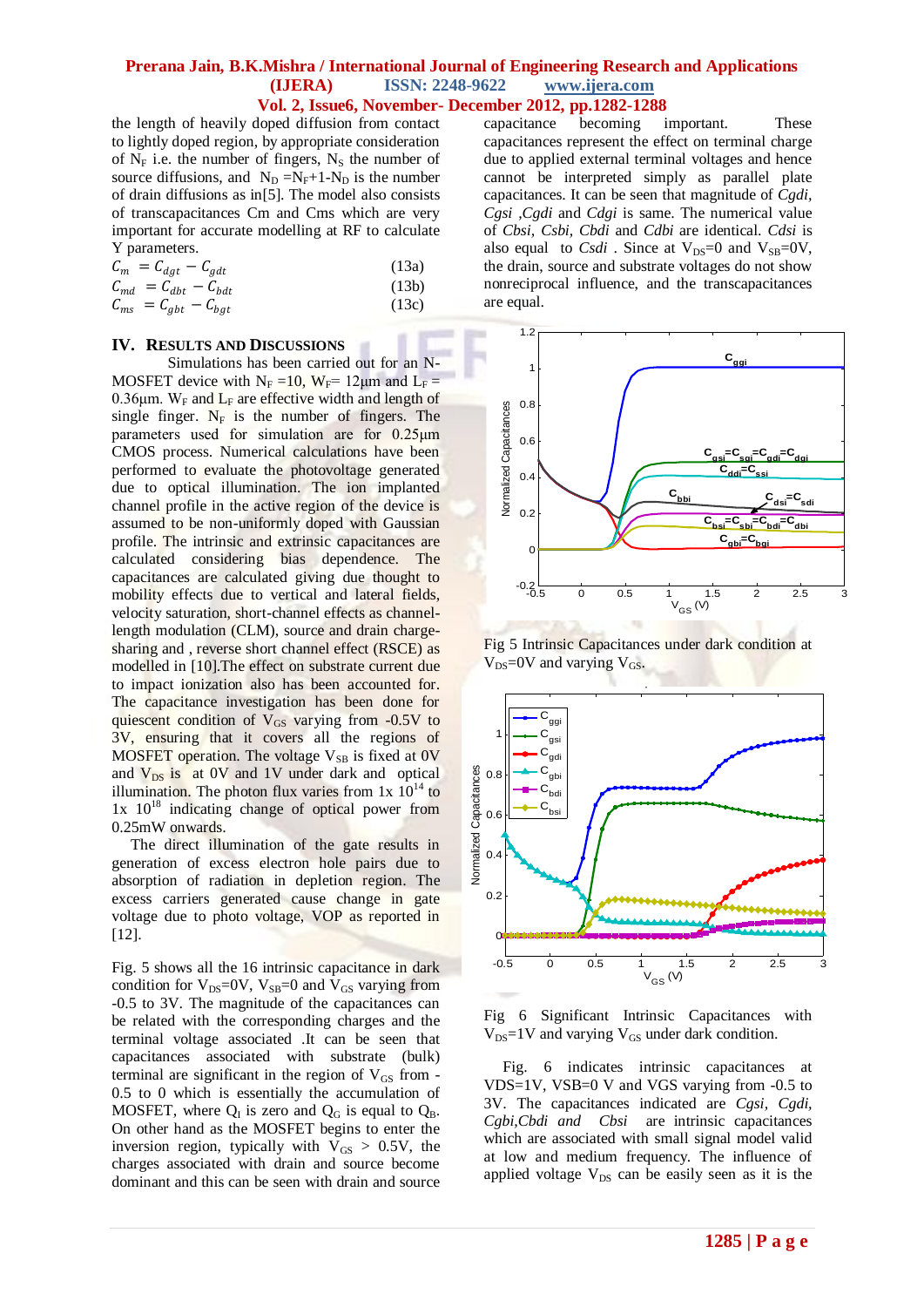the length of heavily doped diffusion from contact to lightly doped region, by appropriate consideration of $N_F$ i.e. the number of fingers, $N_S$ the number of source diffusions, and $N_D = N_F+1-N_D$ is the number of drain diffusions as in[5]. The model also consists of transcapacitances Cm and Cms which are very important for accurate modelling at RF to calculate Y parameters.

$$C_m = C_{dgt} - C_{gdt} \quad (13a)$$
$$C_{md} = C_{dbt} - C_{bdt} \quad (13b)$$
$$C_{ms} = C_{gbt} - C_{bgt} \quad (13c)$$

## IV. RESULTS AND DISCUSSIONS

Simulations has been carried out for an N-MOSFET device with $N_F = 10$, $W_F = 12\mu m$ and $L_F = 0.36\mu m$. $W_F$ and $L_F$ are effective width and length of single finger. $N_F$ is the number of fingers. The parameters used for simulation are for 0.25μm CMOS process. Numerical calculations have been performed to evaluate the photovoltage generated due to optical illumination. The ion implanted channel profile in the active region of the device is assumed to be non-uniformly doped with Gaussian profile. The intrinsic and extrinsic capacitances are calculated considering bias dependence. The capacitances are calculated giving due thought to mobility effects due to vertical and lateral fields, velocity saturation, short-channel effects as channel-length modulation (CLM), source and drain charge-sharing and , reverse short channel effect (RSCE) as modelled in [10].The effect on substrate current due to impact ionization also has been accounted for. The capacitance investigation has been done for quiescent condition of $V_{GS}$ varying from -0.5V to 3V, ensuring that it covers all the regions of MOSFET operation. The voltage $V_{SB}$ is fixed at 0V and $V_{DS}$ is at 0V and 1V under dark and optical illumination. The photon flux varies from 1x $10^{14}$ to 1x $10^{18}$ indicating change of optical power from 0.25mW onwards.

The direct illumination of the gate results in generation of excess electron hole pairs due to absorption of radiation in depletion region. The excess carriers generated cause change in gate voltage due to photo voltage, VOP as reported in [12].

Fig. 5 shows all the 16 intrinsic capacitance in dark condition for $V_{DS}$=0V, $V_{SB}$=0 and $V_{GS}$ varying from -0.5 to 3V. The magnitude of the capacitances can be related with the corresponding charges and the terminal voltage associated .It can be seen that capacitances associated with substrate (bulk) terminal are significant in the region of $V_{GS}$ from -0.5 to 0 which is essentially the accumulation of MOSFET, where $Q_I$ is zero and $Q_G$ is equal to $Q_B$. On other hand as the MOSFET begins to enter the inversion region, typically with $V_{GS} > 0.5V$, the charges associated with drain and source become dominant and this can be seen with drain and source capacitance becoming important. These capacitances represent the effect on terminal charge due to applied external terminal voltages and hence cannot be interpreted simply as parallel plate capacitances. It can be seen that magnitude of *Cgdi*, *Cgsi* ,*Cgdi* and *Cdgi* is same. The numerical value of *Cbsi*, *Csbi*, *Cbdi* and *Cdbi* are identical. *Cdsi* is also equal to *Csdi* . Since at $V_{DS}$=0 and $V_{SB}$=0V, the drain, source and substrate voltages do not show nonreciprocal influence, and the transcapacitances are equal.

Fig 5 Intrinsic Capacitances under dark condition at $V_{DS}$=0V and varying $V_{GS}$.

Fig 6 Significant Intrinsic Capacitances with $V_{DS}$=1V and varying $V_{GS}$ under dark condition.

Fig. 6 indicates intrinsic capacitances at VDS=1V, VSB=0 V and VGS varying from -0.5 to 3V. The capacitances indicated are *Cgsi*, *Cgdi*, *Cgbi*,*Cbdi and Cbsi* are intrinsic capacitances which are associated with small signal model valid at low and medium frequency. The influence of applied voltage $V_{DS}$ can be easily seen as it is the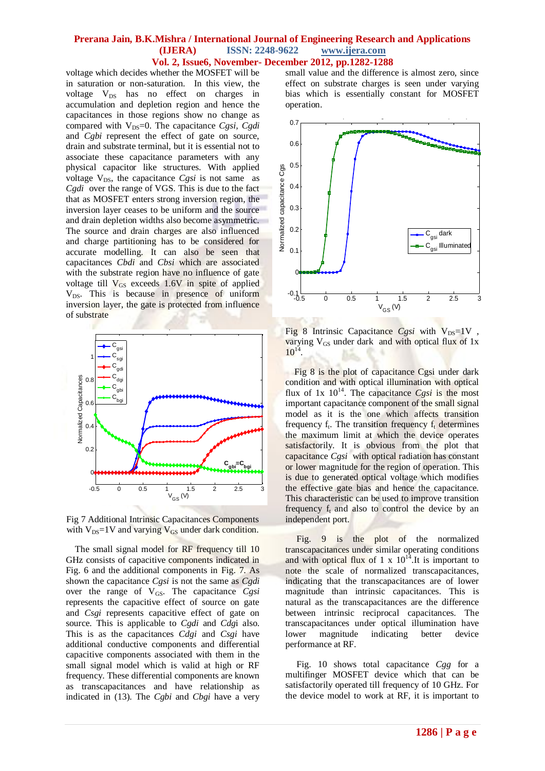voltage which decides whether the MOSFET will be in saturation or non-saturation. In this view, the voltage $V_{DS}$ has no effect on charges in accumulation and depletion region and hence the capacitances in those regions show no change as compared with $V_{DS}$=0. The capacitance *Cgsi*, *Cgdi* and *Cgbi* represent the effect of gate on source, drain and substrate terminal, but it is essential not to associate these capacitance parameters with any physical capacitor like structures. With applied voltage $V_{DS}$, the capacitance *Cgsi* is not same as *Cgdi* over the range of VGS. This is due to the fact that as MOSFET enters strong inversion region, the inversion layer ceases to be uniform and the source and drain depletion widths also become asymmetric. The source and drain charges are also influenced and charge partitioning has to be considered for accurate modelling. It can also be seen that capacitances *Cbdi* and *Cbsi* which are associated with the substrate region have no influence of gate voltage till $V_{GS}$ exceeds 1.6V in spite of applied $V_{DS}$. This is because in presence of uniform inversion layer, the gate is protected from influence of substrate

Normalized Capacitances

$C_{gsi}$
$C_{sgi}$
$C_{gdi}$
$C_{dgi}$
$C_{gbi}$
$C_{bgi}$

$C_{gbi}$=$C_{bgi}$

$V_{GS}$ (V)

Fig 7 Additional Intrinsic Capacitances Components with $V_{DS}$=1V and varying $V_{GS}$ under dark condition.

The small signal model for RF frequency till 10 GHz consists of capacitive components indicated in Fig. 6 and the additional components in Fig. 7. As shown the capacitance *Cgsi* is not the same as *Cgdi* over the range of $V_{GS}$. The capacitance *Cgsi* represents the capacitive effect of source on gate and *Csgi* represents capacitive effect of gate on source. This is applicable to *Cgdi* and *Cdgi* also. This is as the capacitances *Cdgi* and *Csgi* have additional conductive components and differential capacitive components associated with them in the small signal model which is valid at high or RF frequency. These differential components are known as transcapacitances and have relationship as indicated in (13). The *Cgbi* and *Cbgi* have a very small value and the difference is almost zero, since effect on substrate charges is seen under varying bias which is essentially constant for MOSFET operation.

Normalized capacitance Cgs

$C_{gsi}$ dark
$C_{gsi}$ Illuminated

$V_{GS}$ (V)

Fig 8 Intrinsic Capacitance *Cgsi* with $V_{DS}$=1V , varying $V_{GS}$ under dark and with optical flux of 1x $10^{14}$.

Fig 8 is the plot of capacitance Cgsi under dark condition and with optical illumination with optical flux of 1x $10^{14}$. The capacitance *Cgsi* is the most important capacitance component of the small signal model as it is the one which affects transition frequency $f_t$. The transition frequency $f_t$ determines the maximum limit at which the device operates satisfactorily. It is obvious from the plot that capacitance *Cgsi* with optical radiation has constant or lower magnitude for the region of operation. This is due to generated optical voltage which modifies the effective gate bias and hence the capacitance. This characteristic can be used to improve transition frequency $f_t$ and also to control the device by an independent port.

Fig. 9 is the plot of the normalized transcapacitances under similar operating conditions and with optical flux of 1 x $10^{14}$.It is important to note the scale of normalized transcapacitances, indicating that the transcapacitances are of lower magnitude than intrinsic capacitances. This is natural as the transcapacitances are the difference between intrinsic reciprocal capacitances. The transcapacitances under optical illumination have lower magnitude indicating better device performance at RF.

Fig. 10 shows total capacitance *Cgg* for a multifinger MOSFET device which that can be satisfactorily operated till frequency of 10 GHz. For the device model to work at RF, it is important to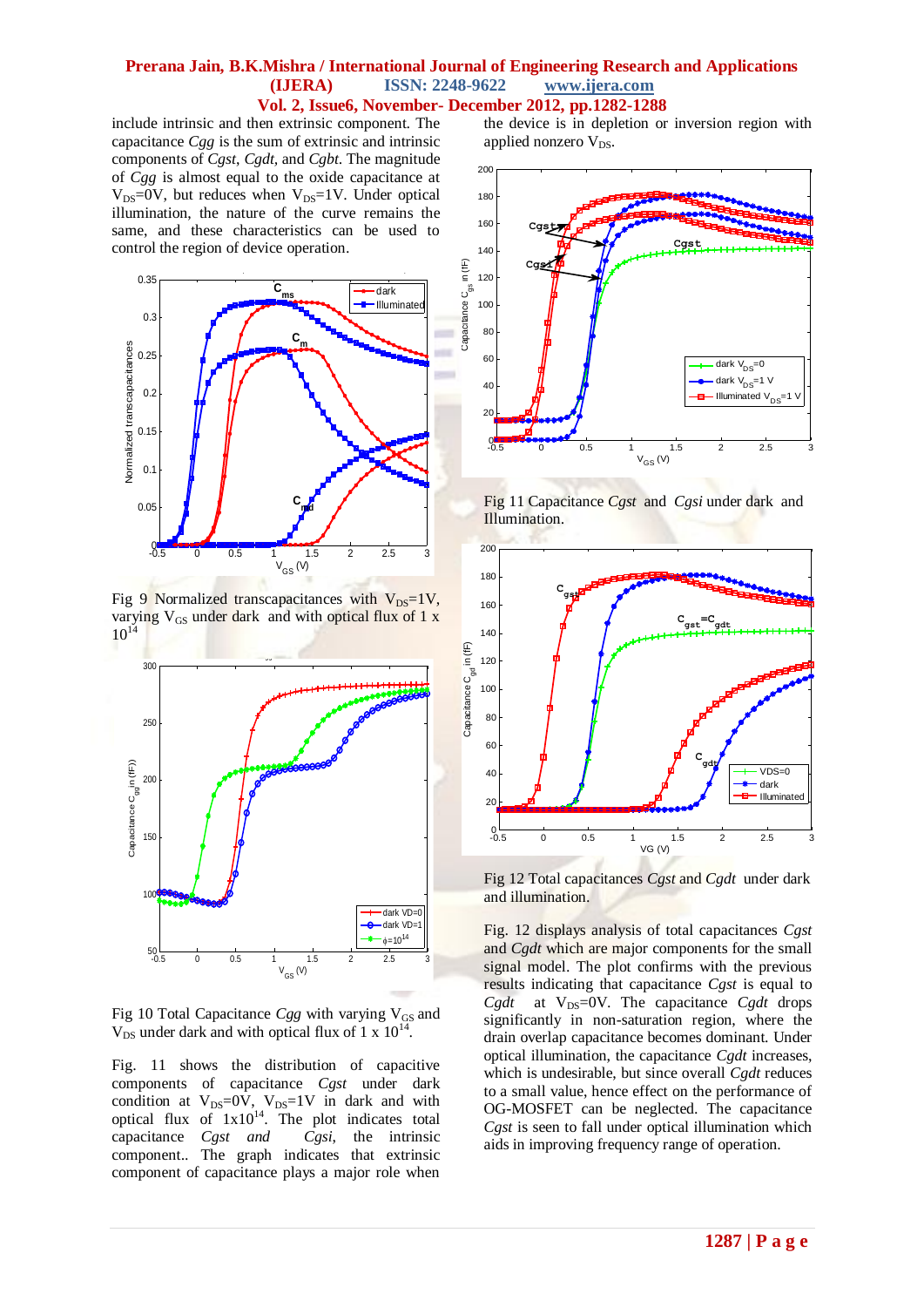include intrinsic and then extrinsic component. The capacitance *Cgg* is the sum of extrinsic and intrinsic components of *Cgst*, *Cgdt*, and *Cgbt.* The magnitude of *Cgg* is almost equal to the oxide capacitance at $V_{DS}$=0V, but reduces when $V_{DS}$=1V. Under optical illumination, the nature of the curve remains the same, and these characteristics can be used to control the region of device operation.

C
ms
dark
Illuminated
C
m
C
md
Normalized transcapacitances
0.35
0.3
0.25
0.2
0.15
0.1
0.05
0
-0.5
0
0.5
1
1.5
2
2.5
3
V
GS
(V)

Fig 9 Normalized transcapacitances with $V_{DS}$=1V, varying $V_{GS}$ under dark and with optical flux of 1 x $10^{14}$

Capacitance C
gg
in (fF)
300
250
200
150
100
50
-0.5
0
0.5
1
1.5
2
2.5
3
V
GS
(V)
dark VD=0
dark VD=1
$\phi$=10
14

Fig 10 Total Capacitance *Cgg* with varying $V_{GS}$ and $V_{DS}$ under dark and with optical flux of 1 x $10^{14}$.

Fig. 11 shows the distribution of capacitive components of capacitance *Cgst* under dark condition at $V_{DS}$=0V, $V_{DS}$=1V in dark and with optical flux of $1\times10^{14}$. The plot indicates total capacitance *Cgst and Cgsi*, the intrinsic component.. The graph indicates that extrinsic component of capacitance plays a major role when the device is in depletion or inversion region with applied nonzero $V_{DS}$.

Cgst
Cgsi
Cgst
Capacitance C
gs
in (fF)
200
180
160
140
120
100
80
60
40
20
0
-0.5
0
0.5
1
1.5
2
2.5
3
V
GS
(V)
dark V
DS
=0
dark V
DS
=1 V
Illuminated V
DS
=1 V

Fig 11 Capacitance *Cgst* and *Cgsi* under dark and Illumination.

C
gst
C
gst
=C
gdt
C
gdt
Capacitance C
gd
in (fF)
200
180
160
140
120
100
80
60
40
20
0
-0.5
0
0.5
1
1.5
2
2.5
3
VG (V)
VDS=0
dark
Illuminated

Fig 12 Total capacitances *Cgst* and *Cgdt* under dark and illumination.

Fig. 12 displays analysis of total capacitances *Cgst* and *Cgdt* which are major components for the small signal model. The plot confirms with the previous results indicating that capacitance *Cgst* is equal to *Cgdt* at $V_{DS}$=0V. The capacitance *Cgdt* drops significantly in non-saturation region, where the drain overlap capacitance becomes dominant. Under optical illumination, the capacitance *Cgdt* increases, which is undesirable, but since overall *Cgdt* reduces to a small value, hence effect on the performance of OG-MOSFET can be neglected. The capacitance *Cgst* is seen to fall under optical illumination which aids in improving frequency range of operation.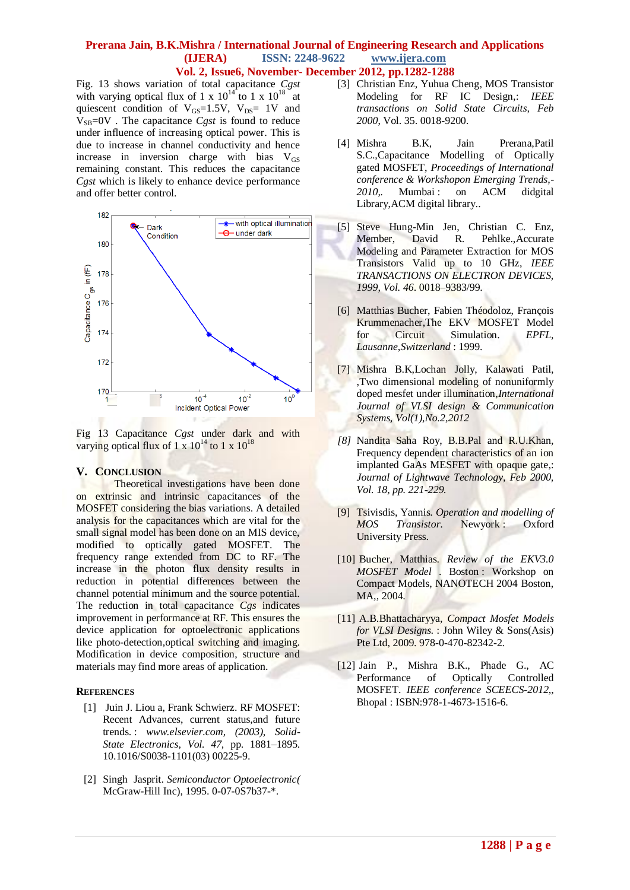Fig. 13 shows variation of total capacitance *Cgst* with varying optical flux of 1 x $10^{14}$ to 1 x $10^{18}$ at quiescent condition of $V_{GS}$=1.5V, $V_{DS}$= 1V and $V_{SB}$=0V . The capacitance *Cgst* is found to reduce under influence of increasing optical power. This is due to increase in channel conductivity and hence increase in inversion charge with bias $V_{GS}$ remaining constant. This reduces the capacitance *Cgst* which is likely to enhance device performance and offer better control.

182
180
178
176
174
172
170
Capacitance $C_{gs}$ in (fF)
Dark Condition
with optical illumination
under dark
1
$10^{-4}$
$10^{-2}$
$10^{0}$
Incident Optical Power

Fig 13 Capacitance *Cgst* under dark and with varying optical flux of 1 x $10^{14}$ to 1 x $10^{18}$

## V. Conclusion

Theoretical investigations have been done on extrinsic and intrinsic capacitances of the MOSFET considering the bias variations. A detailed analysis for the capacitances which are vital for the small signal model has been done on an MIS device, modified to optically gated MOSFET. The frequency range extended from DC to RF. The increase in the photon flux density results in reduction in potential differences between the channel potential minimum and the source potential. The reduction in total capacitance *Cgs* indicates improvement in performance at RF. This ensures the device application for optoelectronic applications like photo-detection,optical switching and imaging. Modification in device composition, structure and materials may find more areas of application.

## References

[1] Juin J. Liou a, Frank Schwierz. RF MOSFET: Recent Advances, current status,and future trends. : *www.elsevier.com, (2003), Solid-State Electronics, Vol. 47*, pp. 1881–1895. 10.1016/S0038-1101(03) 00225-9.

[2] Singh Jasprit. *Semiconductor Optoelectronic(* McGraw-Hill Inc), 1995. 0-07-0S7b37-*.

[3] Christian Enz, Yuhua Cheng, MOS Transistor Modeling for RF IC Design,: *IEEE transactions on Solid State Circuits, Feb 2000*, Vol. 35. 0018-9200.

[4] Mishra B.K, Jain Prerana,Patil S.C.,Capacitance Modelling of Optically gated MOSFET, *Proceedings of International conference & Workshopon Emerging Trends,-2010,*. Mumbai : on ACM didgital Library,ACM digital library..

[5] Steve Hung-Min Jen, Christian C. Enz, Member, David R. Pehlke.,Accurate Modeling and Parameter Extraction for MOS Transistors Valid up to 10 GHz, *IEEE TRANSACTIONS ON ELECTRON DEVICES, 1999, Vol. 46*. 0018–9383/99.

[6] Matthias Bucher, Fabien Théodoloz, François Krummenacher,The EKV MOSFET Model for Circuit Simulation. *EPFL, Lausanne,Switzerland* : 1999.

[7] Mishra B.K,Lochan Jolly, Kalawati Patil, ,Two dimensional modeling of nonuniformly doped mesfet under illumination,*International Journal of VLSI design & Communication Systems, Vol(1),No.2,2012*

*[8]* Nandita Saha Roy, B.B.Pal and R.U.Khan, Frequency dependent characteristics of an ion implanted GaAs MESFET with opaque gate,: *Journal of Lightwave Technology, Feb 2000, Vol. 18, pp. 221-229.*

[9] Tsivisdis, Yannis. *Operation and modelling of MOS Transistor.* Newyork : Oxford University Press.

[10] Bucher, Matthias. *Review of the EKV3.0 MOSFET Model* . Boston : Workshop on Compact Models, NANOTECH 2004 Boston, MA,, 2004.

[11] A.B.Bhattacharyya, *Compact Mosfet Models for VLSI Designs.* : John Wiley & Sons(Asis) Pte Ltd, 2009. 978-0-470-82342-2.

[12] Jain P., Mishra B.K., Phade G., AC Performance of Optically Controlled MOSFET. *IEEE conference SCEECS-2012,*, Bhopal : ISBN:978-1-4673-1516-6.